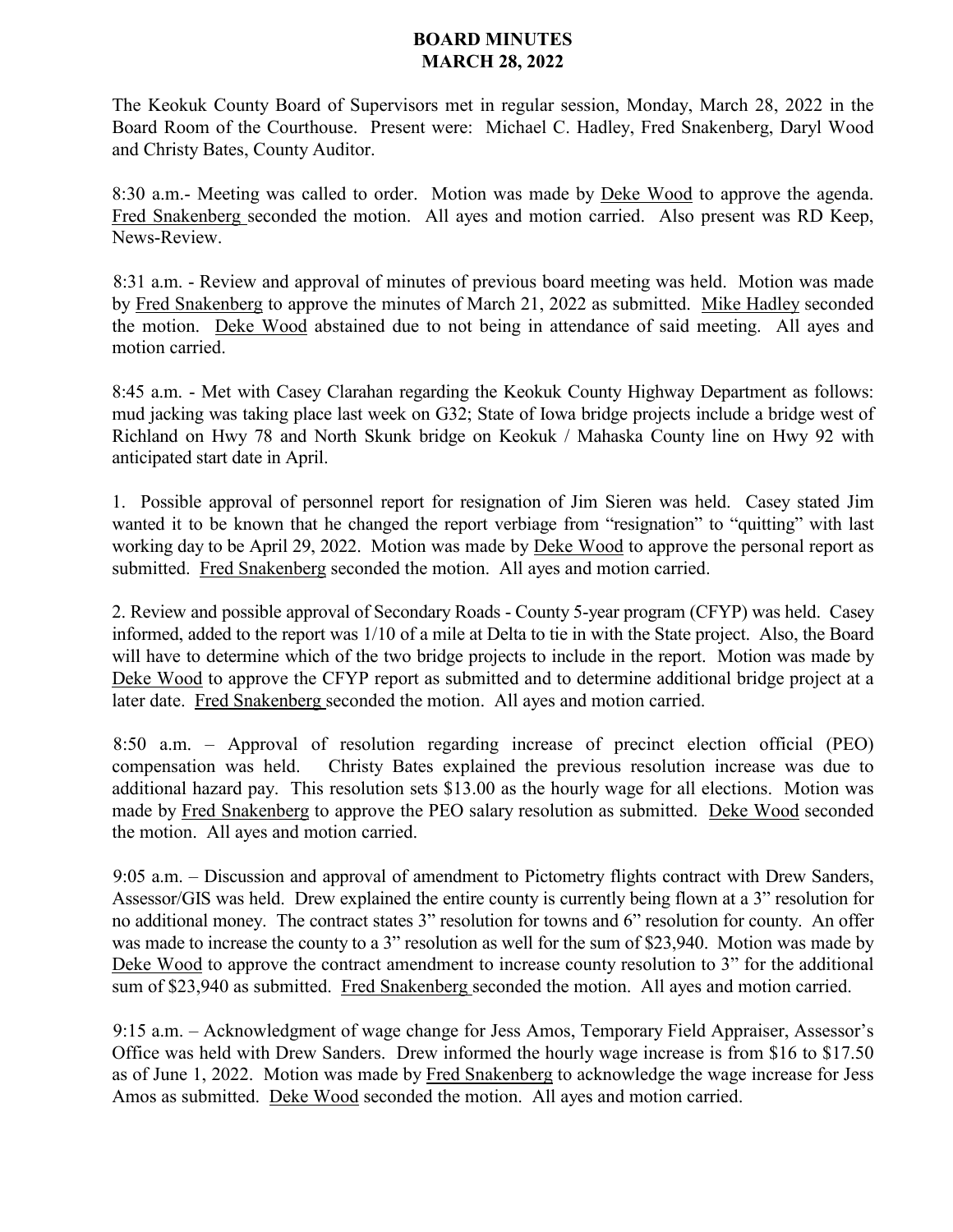# BOARD MINUTES
# MARCH 28, 2022

The Keokuk County Board of Supervisors met in regular session, Monday, March 28, 2022 in the Board Room of the Courthouse. Present were: Michael C. Hadley, Fred Snakenberg, Daryl Wood and Christy Bates, County Auditor.

8:30 a.m.- Meeting was called to order. Motion was made by Deke Wood to approve the agenda. Fred Snakenberg seconded the motion. All ayes and motion carried. Also present was RD Keep, News-Review.

8:31 a.m. - Review and approval of minutes of previous board meeting was held. Motion was made by Fred Snakenberg to approve the minutes of March 21, 2022 as submitted. Mike Hadley seconded the motion. Deke Wood abstained due to not being in attendance of said meeting. All ayes and motion carried.

8:45 a.m. - Met with Casey Clarahan regarding the Keokuk County Highway Department as follows: mud jacking was taking place last week on G32; State of Iowa bridge projects include a bridge west of Richland on Hwy 78 and North Skunk bridge on Keokuk / Mahaska County line on Hwy 92 with anticipated start date in April.

1. Possible approval of personnel report for resignation of Jim Sieren was held. Casey stated Jim wanted it to be known that he changed the report verbiage from "resignation" to "quitting" with last working day to be April 29, 2022. Motion was made by Deke Wood to approve the personal report as submitted. Fred Snakenberg seconded the motion. All ayes and motion carried.

2. Review and possible approval of Secondary Roads - County 5-year program (CFYP) was held. Casey informed, added to the report was 1/10 of a mile at Delta to tie in with the State project. Also, the Board will have to determine which of the two bridge projects to include in the report. Motion was made by Deke Wood to approve the CFYP report as submitted and to determine additional bridge project at a later date. Fred Snakenberg seconded the motion. All ayes and motion carried.

8:50 a.m. – Approval of resolution regarding increase of precinct election official (PEO) compensation was held. Christy Bates explained the previous resolution increase was due to additional hazard pay. This resolution sets $13.00 as the hourly wage for all elections. Motion was made by Fred Snakenberg to approve the PEO salary resolution as submitted. Deke Wood seconded the motion. All ayes and motion carried.

9:05 a.m. – Discussion and approval of amendment to Pictometry flights contract with Drew Sanders, Assessor/GIS was held. Drew explained the entire county is currently being flown at a 3" resolution for no additional money. The contract states 3" resolution for towns and 6" resolution for county. An offer was made to increase the county to a 3" resolution as well for the sum of $23,940. Motion was made by Deke Wood to approve the contract amendment to increase county resolution to 3" for the additional sum of $23,940 as submitted. Fred Snakenberg seconded the motion. All ayes and motion carried.

9:15 a.m. – Acknowledgment of wage change for Jess Amos, Temporary Field Appraiser, Assessor's Office was held with Drew Sanders. Drew informed the hourly wage increase is from $16 to $17.50 as of June 1, 2022. Motion was made by Fred Snakenberg to acknowledge the wage increase for Jess Amos as submitted. Deke Wood seconded the motion. All ayes and motion carried.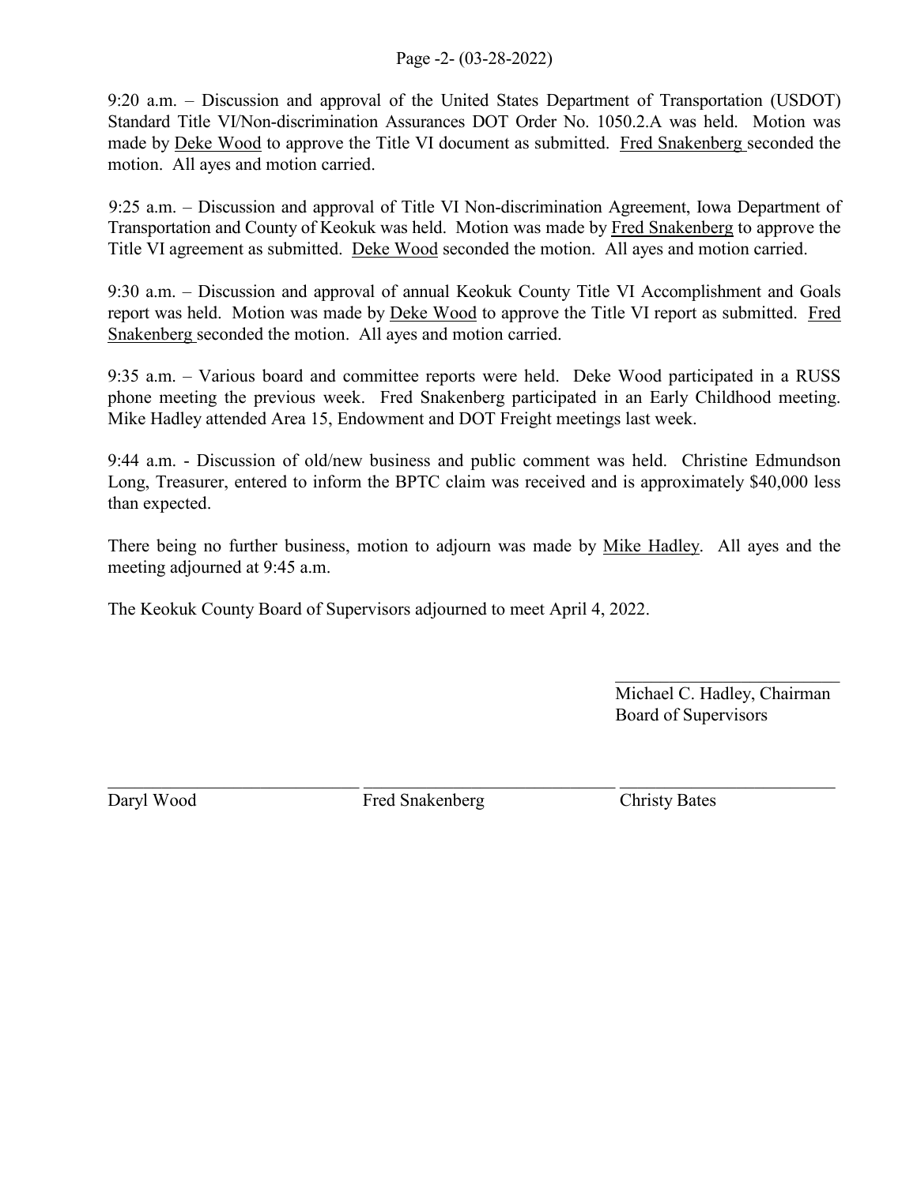9:20 a.m. – Discussion and approval of the United States Department of Transportation (USDOT) Standard Title VI/Non-discrimination Assurances DOT Order No. 1050.2.A was held. Motion was made by Deke Wood to approve the Title VI document as submitted. Fred Snakenberg seconded the motion. All ayes and motion carried.

9:25 a.m. – Discussion and approval of Title VI Non-discrimination Agreement, Iowa Department of Transportation and County of Keokuk was held. Motion was made by Fred Snakenberg to approve the Title VI agreement as submitted. Deke Wood seconded the motion. All ayes and motion carried.

9:30 a.m. – Discussion and approval of annual Keokuk County Title VI Accomplishment and Goals report was held. Motion was made by Deke Wood to approve the Title VI report as submitted. Fred Snakenberg seconded the motion. All ayes and motion carried.

9:35 a.m. – Various board and committee reports were held. Deke Wood participated in a RUSS phone meeting the previous week. Fred Snakenberg participated in an Early Childhood meeting. Mike Hadley attended Area 15, Endowment and DOT Freight meetings last week.

9:44 a.m. - Discussion of old/new business and public comment was held. Christine Edmundson Long, Treasurer, entered to inform the BPTC claim was received and is approximately $40,000 less than expected.

There being no further business, motion to adjourn was made by Mike Hadley. All ayes and the meeting adjourned at 9:45 a.m.

The Keokuk County Board of Supervisors adjourned to meet April 4, 2022.

\_\_\_\_\_\_\_\_\_\_\_\_\_\_\_\_\_\_\_\_\_\_\_\_\_\_
Michael C. Hadley, Chairman
Board of Supervisors

| | | |
|---|---|---|
| Daryl Wood | Fred Snakenberg | Christy Bates |